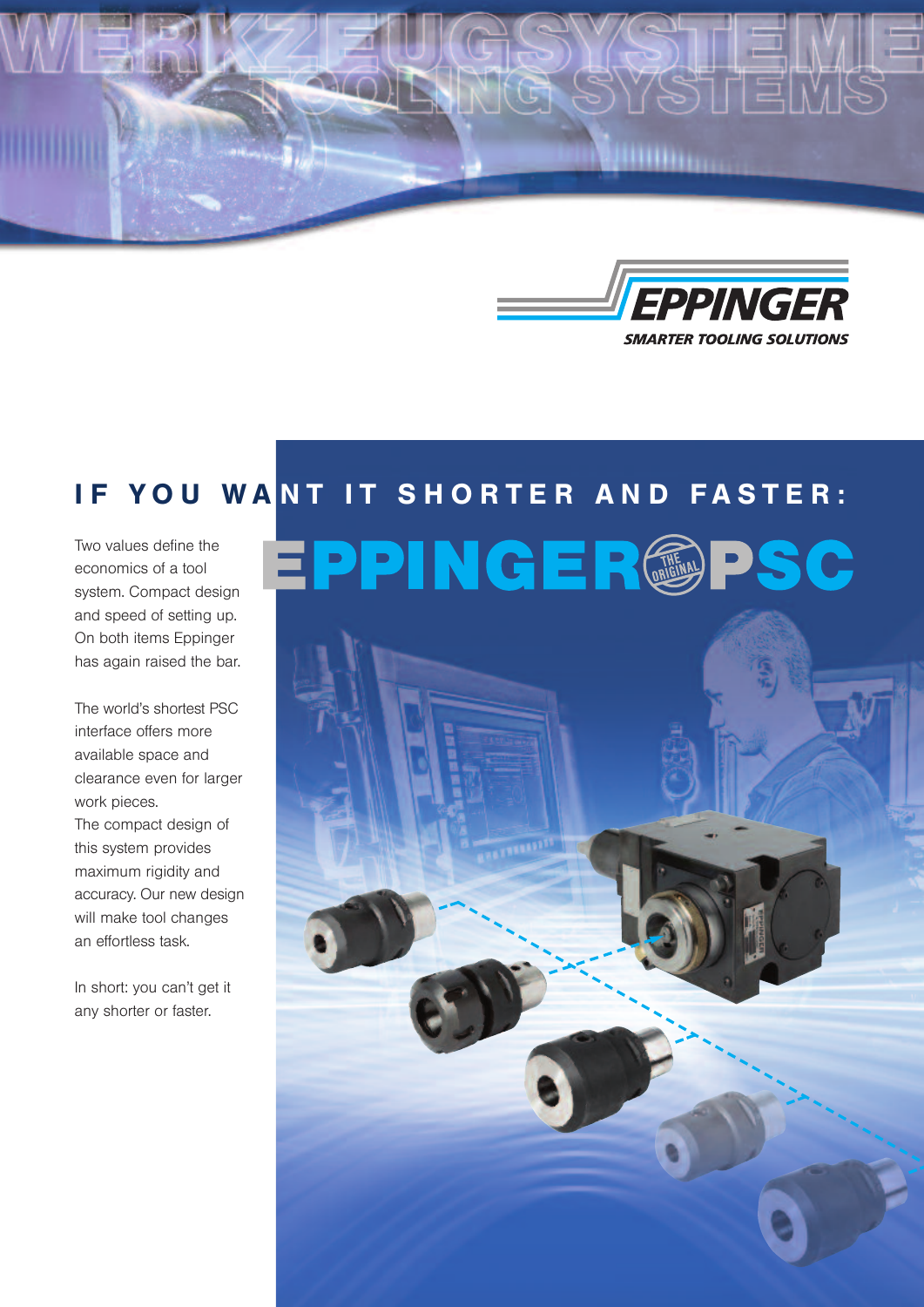# WERKZEUGSYSTEME
## TOOLING SYSTEMS

EPPINGER
SMARTER TOOLING SOLUTIONS

## IF YOU WANT IT SHORTER AND FASTER:

# EPPINGER PSC

THE ORIGINAL

Two values define the economics of a tool system. Compact design and speed of setting up. On both items Eppinger has again raised the bar.

The world's shortest PSC interface offers more available space and clearance even for larger work pieces.
The compact design of this system provides maximum rigidity and accuracy. Our new design will make tool changes an effortless task.

In short: you can't get it any shorter or faster.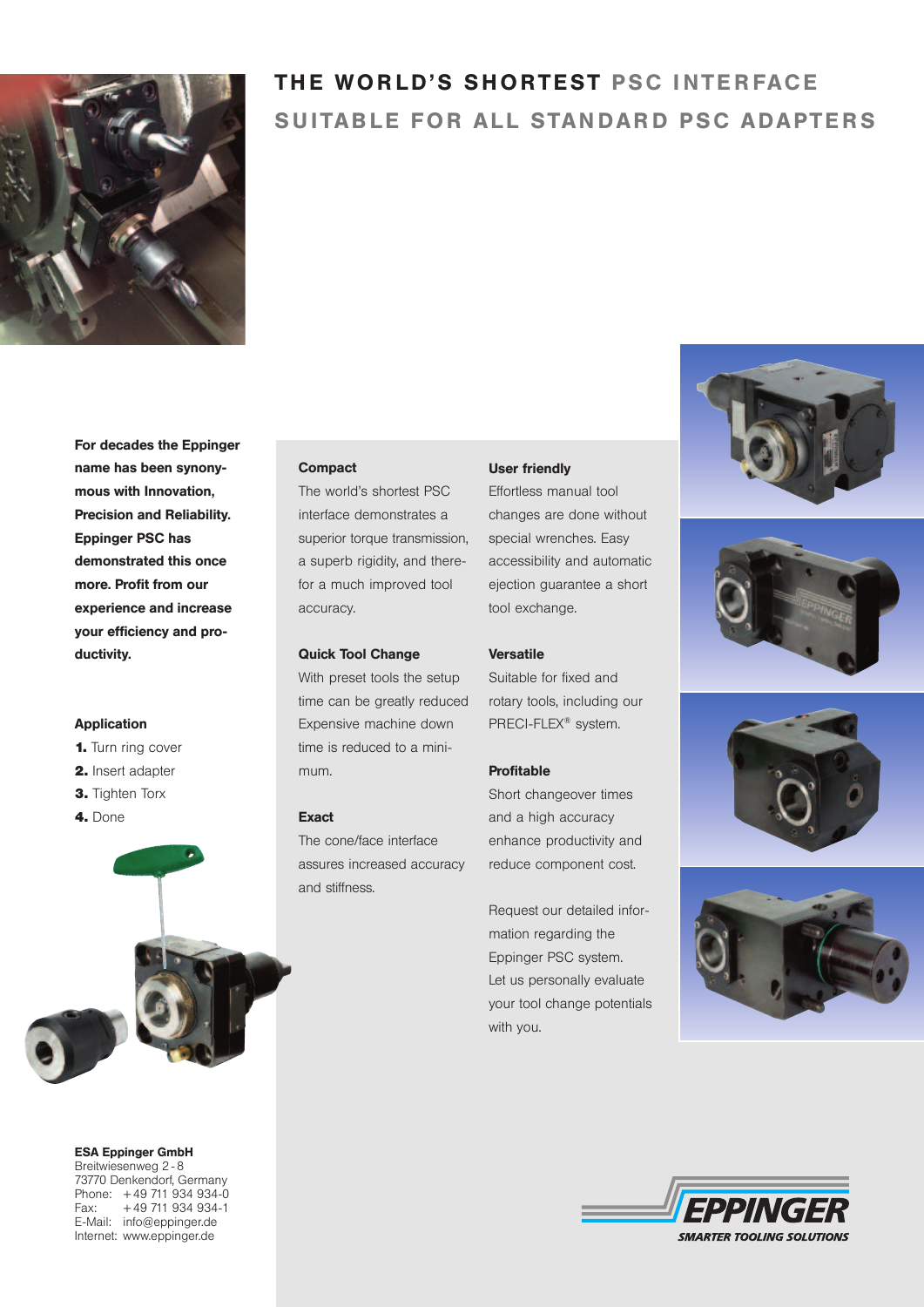# THE WORLD'S SHORTEST PSC INTERFACE SUITABLE FOR ALL STANDARD PSC ADAPTERS

**For decades the Eppinger name has been synonymous with Innovation, Precision and Reliability. Eppinger PSC has demonstrated this once more. Profit from our experience and increase your efficiency and productivity.**

**Application**

1. Turn ring cover
2. Insert adapter
3. Tighten Torx
4. Done

**Compact**
The world's shortest PSC interface demonstrates a superior torque transmission, a superb rigidity, and therefor a much improved tool accuracy.

**Quick Tool Change**
With preset tools the setup time can be greatly reduced Expensive machine down time is reduced to a minimum.

**Exact**
The cone/face interface assures increased accuracy and stiffness.

**User friendly**
Effortless manual tool changes are done without special wrenches. Easy accessibility and automatic ejection guarantee a short tool exchange.

**Versatile**
Suitable for fixed and rotary tools, including our PRECI-FLEX® system.

**Profitable**
Short changeover times and a high accuracy enhance productivity and reduce component cost.

Request our detailed information regarding the Eppinger PSC system. Let us personally evaluate your tool change potentials with you.

**ESA Eppinger GmbH**
Breitwiesenweg 2 - 8
73770 Denkendorf, Germany
Phone: +49 711 934 934-0
Fax: +49 711 934 934-1
E-Mail: info@eppinger.de
Internet: www.eppinger.de

EPPINGER
SMARTER TOOLING SOLUTIONS